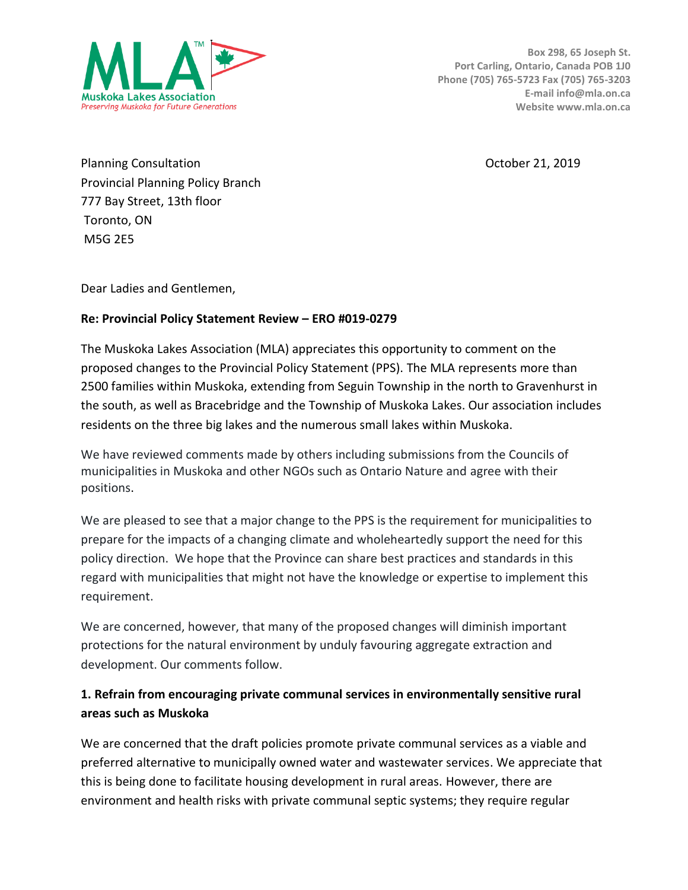**MLA**™
Muskoka Lakes Association
*Preserving Muskoka for Future Generations*

**Box 298, 65 Joseph St.**
**Port Carling, Ontario, Canada POB 1J0**
**Phone (705) 765-5723 Fax (705) 765-3203**
**E-mail info@mla.on.ca**
**Website www.mla.on.ca**

Planning Consultation
Provincial Planning Policy Branch
777 Bay Street, 13th floor
Toronto, ON
M5G 2E5

October 21, 2019

Dear Ladies and Gentlemen,

**Re: Provincial Policy Statement Review – ERO #019-0279**

The Muskoka Lakes Association (MLA) appreciates this opportunity to comment on the proposed changes to the Provincial Policy Statement (PPS). The MLA represents more than 2500 families within Muskoka, extending from Seguin Township in the north to Gravenhurst in the south, as well as Bracebridge and the Township of Muskoka Lakes. Our association includes residents on the three big lakes and the numerous small lakes within Muskoka.

We have reviewed comments made by others including submissions from the Councils of municipalities in Muskoka and other NGOs such as Ontario Nature and agree with their positions.

We are pleased to see that a major change to the PPS is the requirement for municipalities to prepare for the impacts of a changing climate and wholeheartedly support the need for this policy direction. We hope that the Province can share best practices and standards in this regard with municipalities that might not have the knowledge or expertise to implement this requirement.

We are concerned, however, that many of the proposed changes will diminish important protections for the natural environment by unduly favouring aggregate extraction and development. Our comments follow.

**1. Refrain from encouraging private communal services in environmentally sensitive rural areas such as Muskoka**

We are concerned that the draft policies promote private communal services as a viable and preferred alternative to municipally owned water and wastewater services. We appreciate that this is being done to facilitate housing development in rural areas. However, there are environment and health risks with private communal septic systems; they require regular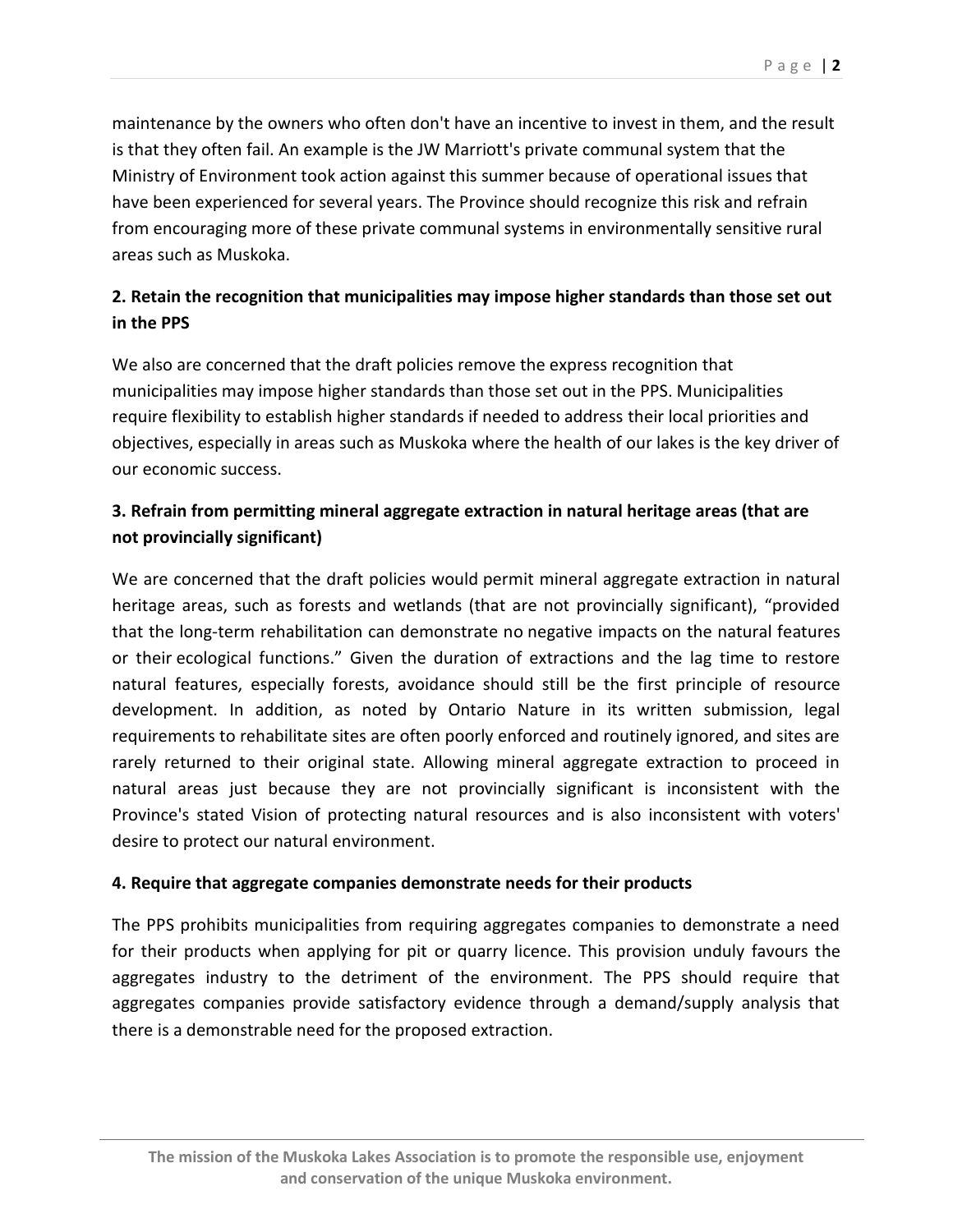maintenance by the owners who often don't have an incentive to invest in them, and the result is that they often fail. An example is the JW Marriott's private communal system that the Ministry of Environment took action against this summer because of operational issues that have been experienced for several years. The Province should recognize this risk and refrain from encouraging more of these private communal systems in environmentally sensitive rural areas such as Muskoka.

**2. Retain the recognition that municipalities may impose higher standards than those set out in the PPS**

We also are concerned that the draft policies remove the express recognition that municipalities may impose higher standards than those set out in the PPS. Municipalities require flexibility to establish higher standards if needed to address their local priorities and objectives, especially in areas such as Muskoka where the health of our lakes is the key driver of our economic success.

**3. Refrain from permitting mineral aggregate extraction in natural heritage areas (that are not provincially significant)**

We are concerned that the draft policies would permit mineral aggregate extraction in natural heritage areas, such as forests and wetlands (that are not provincially significant), "provided that the long-term rehabilitation can demonstrate no negative impacts on the natural features or their ecological functions." Given the duration of extractions and the lag time to restore natural features, especially forests, avoidance should still be the first principle of resource development. In addition, as noted by Ontario Nature in its written submission, legal requirements to rehabilitate sites are often poorly enforced and routinely ignored, and sites are rarely returned to their original state. Allowing mineral aggregate extraction to proceed in natural areas just because they are not provincially significant is inconsistent with the Province's stated Vision of protecting natural resources and is also inconsistent with voters' desire to protect our natural environment.

**4. Require that aggregate companies demonstrate needs for their products**

The PPS prohibits municipalities from requiring aggregates companies to demonstrate a need for their products when applying for pit or quarry licence. This provision unduly favours the aggregates industry to the detriment of the environment. The PPS should require that aggregates companies provide satisfactory evidence through a demand/supply analysis that there is a demonstrable need for the proposed extraction.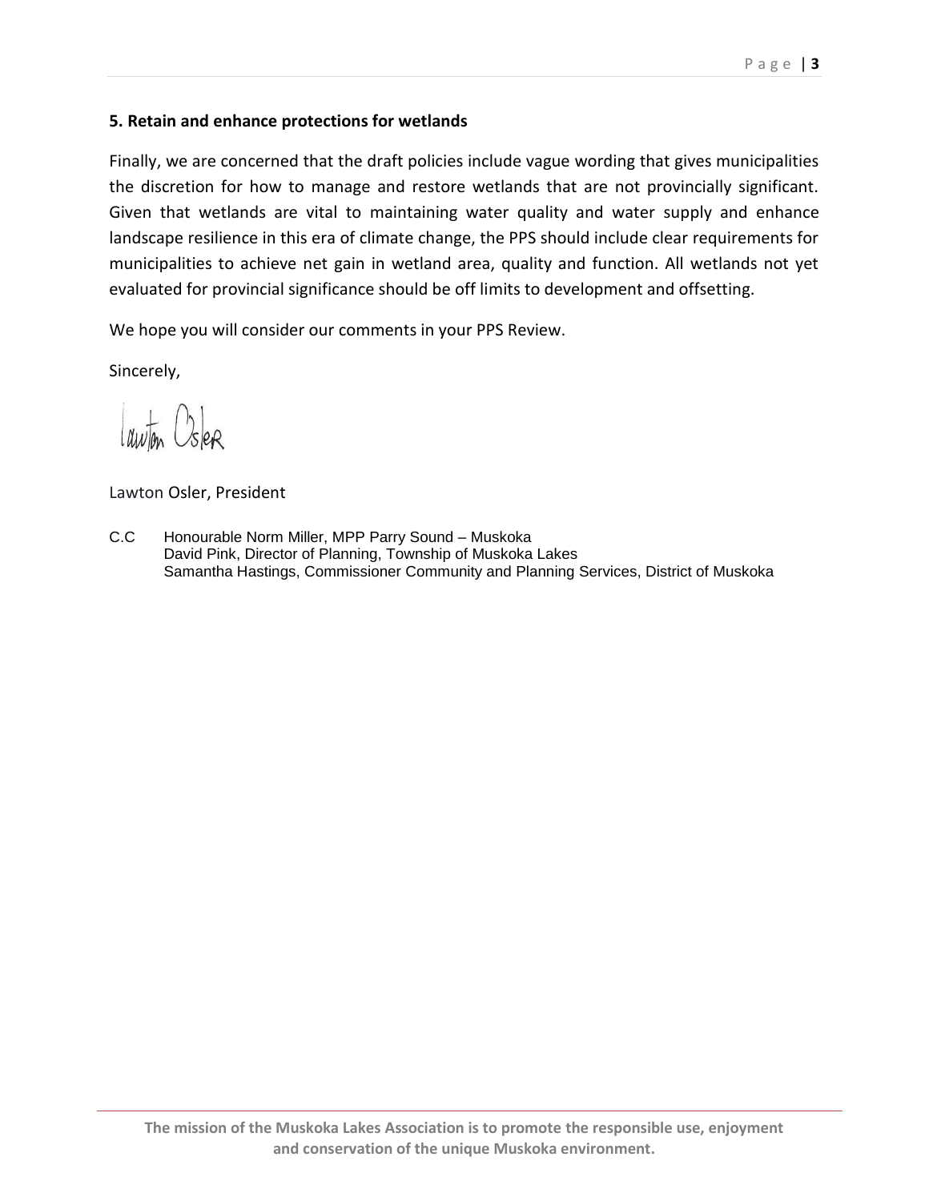### 5. Retain and enhance protections for wetlands

Finally, we are concerned that the draft policies include vague wording that gives municipalities the discretion for how to manage and restore wetlands that are not provincially significant. Given that wetlands are vital to maintaining water quality and water supply and enhance landscape resilience in this era of climate change, the PPS should include clear requirements for municipalities to achieve net gain in wetland area, quality and function. All wetlands not yet evaluated for provincial significance should be off limits to development and offsetting.

We hope you will consider our comments in your PPS Review.

Sincerely,

Lawton Osler, President

C.C Honourable Norm Miller, MPP Parry Sound – Muskoka
David Pink, Director of Planning, Township of Muskoka Lakes
Samantha Hastings, Commissioner Community and Planning Services, District of Muskoka

**The mission of the Muskoka Lakes Association is to promote the responsible use, enjoyment and conservation of the unique Muskoka environment.**